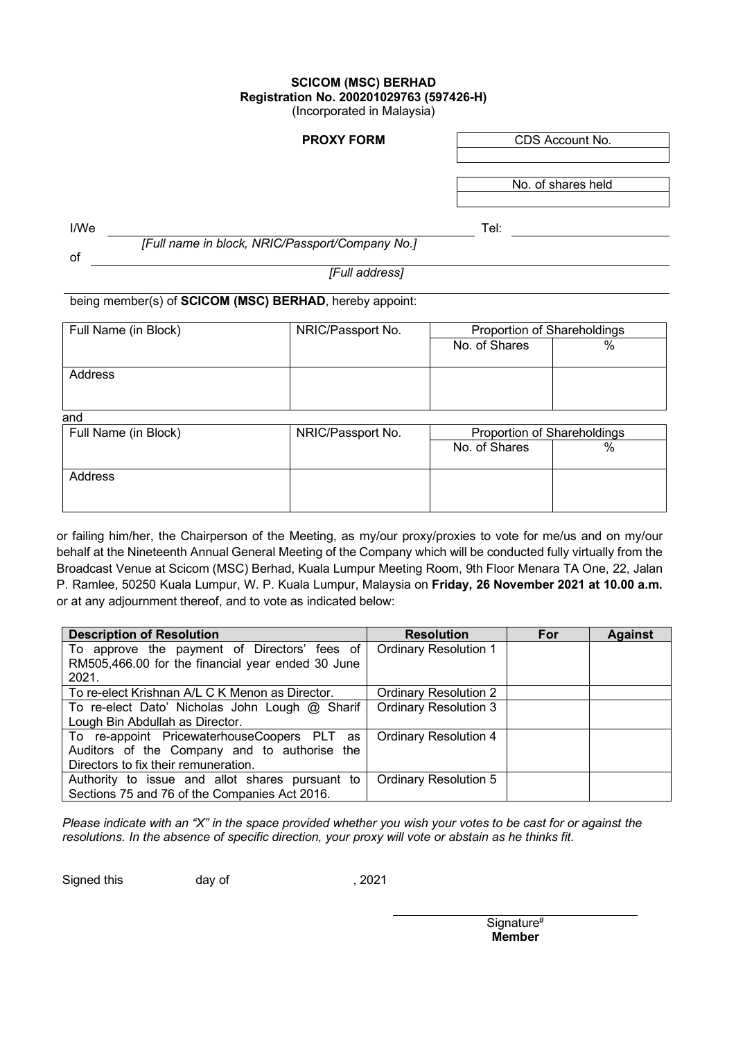**SCICOM (MSC) BERHAD**
**Registration No. 200201029763 (597426-H)**
(Incorporated in Malaysia)

**PROXY FORM**

| CDS Account No. |
|---|
| |

| No. of shares held |
|---|
| |

I/We \_\_\_\_\_\_\_\_\_\_\_\_\_\_\_\_\_\_\_\_\_\_\_\_\_\_\_\_\_\_\_\_\_\_\_\_\_\_\_\_ Tel: \_\_\_\_\_\_\_\_\_\_\_\_\_\_\_\_\_\_\_\_
*[Full name in block, NRIC/Passport/Company No.]*

of \_\_\_\_\_\_\_\_\_\_\_\_\_\_\_\_\_\_\_\_\_\_\_\_\_\_\_\_\_\_\_\_\_\_\_\_\_\_\_\_\_\_\_\_\_\_\_\_\_\_\_\_\_\_\_\_\_\_
*[Full address]*

being member(s) of **SCICOM (MSC) BERHAD**, hereby appoint:

| Full Name (in Block) | NRIC/Passport No. | Proportion of Shareholdings | |
|---|---|---|---|
| | | No. of Shares | % |
| Address | | | |

and

| Full Name (in Block) | NRIC/Passport No. | Proportion of Shareholdings | |
|---|---|---|---|
| | | No. of Shares | % |
| Address | | | |

or failing him/her, the Chairperson of the Meeting, as my/our proxy/proxies to vote for me/us and on my/our behalf at the Nineteenth Annual General Meeting of the Company which will be conducted fully virtually from the Broadcast Venue at Scicom (MSC) Berhad, Kuala Lumpur Meeting Room, 9th Floor Menara TA One, 22, Jalan P. Ramlee, 50250 Kuala Lumpur, W. P. Kuala Lumpur, Malaysia on **Friday, 26 November 2021 at 10.00 a.m.** or at any adjournment thereof, and to vote as indicated below:

| Description of Resolution | Resolution | For | Against |
|---|---|---|---|
| To approve the payment of Directors' fees of RM505,466.00 for the financial year ended 30 June 2021. | Ordinary Resolution 1 | | |
| To re-elect Krishnan A/L C K Menon as Director. | Ordinary Resolution 2 | | |
| To re-elect Dato' Nicholas John Lough @ Sharif Lough Bin Abdullah as Director. | Ordinary Resolution 3 | | |
| To re-appoint PricewaterhouseCoopers PLT as Auditors of the Company and to authorise the Directors to fix their remuneration. | Ordinary Resolution 4 | | |
| Authority to issue and allot shares pursuant to Sections 75 and 76 of the Companies Act 2016. | Ordinary Resolution 5 | | |

*Please indicate with an "X" in the space provided whether you wish your votes to be cast for or against the resolutions. In the absence of specific direction, your proxy will vote or abstain as he thinks fit.*

Signed this \_\_\_\_\_\_ day of \_\_\_\_\_\_\_\_\_\_\_\_\_\_, 2021

\_\_\_\_\_\_\_\_\_\_\_\_\_\_\_\_\_\_\_\_\_\_\_\_\_\_\_\_\_\_
Signature[#]
**Member**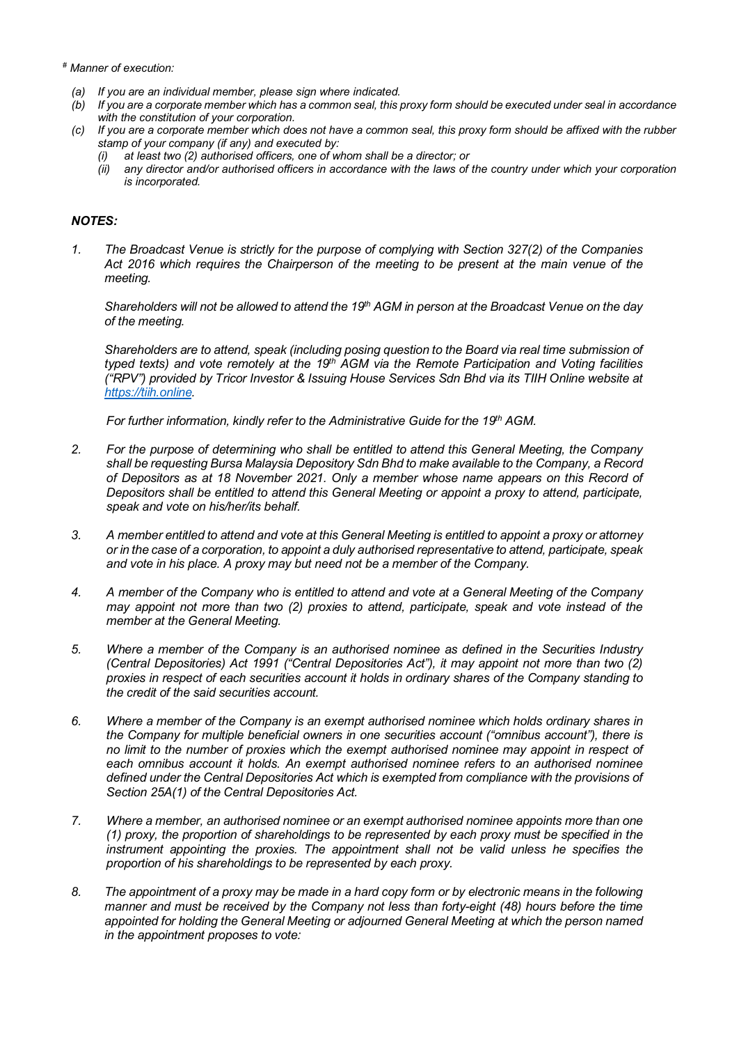*# Manner of execution:*

*(a) If you are an individual member, please sign where indicated.*
*(b) If you are a corporate member which has a common seal, this proxy form should be executed under seal in accordance with the constitution of your corporation.*
*(c) If you are a corporate member which does not have a common seal, this proxy form should be affixed with the rubber stamp of your company (if any) and executed by:*
   *(i) at least two (2) authorised officers, one of whom shall be a director; or*
   *(ii) any director and/or authorised officers in accordance with the laws of the country under which your corporation is incorporated.*

***NOTES:***

1. *The Broadcast Venue is strictly for the purpose of complying with Section 327(2) of the Companies Act 2016 which requires the Chairperson of the meeting to be present at the main venue of the meeting.*

   *Shareholders will not be allowed to attend the 19th AGM in person at the Broadcast Venue on the day of the meeting.*

   *Shareholders are to attend, speak (including posing question to the Board via real time submission of typed texts) and vote remotely at the 19th AGM via the Remote Participation and Voting facilities ("RPV") provided by Tricor Investor & Issuing House Services Sdn Bhd via its TIIH Online website at [https://tiih.online](https://tiih.online).*

   *For further information, kindly refer to the Administrative Guide for the 19th AGM.*

2. *For the purpose of determining who shall be entitled to attend this General Meeting, the Company shall be requesting Bursa Malaysia Depository Sdn Bhd to make available to the Company, a Record of Depositors as at 18 November 2021. Only a member whose name appears on this Record of Depositors shall be entitled to attend this General Meeting or appoint a proxy to attend, participate, speak and vote on his/her/its behalf.*

3. *A member entitled to attend and vote at this General Meeting is entitled to appoint a proxy or attorney or in the case of a corporation, to appoint a duly authorised representative to attend, participate, speak and vote in his place. A proxy may but need not be a member of the Company.*

4. *A member of the Company who is entitled to attend and vote at a General Meeting of the Company may appoint not more than two (2) proxies to attend, participate, speak and vote instead of the member at the General Meeting.*

5. *Where a member of the Company is an authorised nominee as defined in the Securities Industry (Central Depositories) Act 1991 ("Central Depositories Act"), it may appoint not more than two (2) proxies in respect of each securities account it holds in ordinary shares of the Company standing to the credit of the said securities account.*

6. *Where a member of the Company is an exempt authorised nominee which holds ordinary shares in the Company for multiple beneficial owners in one securities account ("omnibus account"), there is no limit to the number of proxies which the exempt authorised nominee may appoint in respect of each omnibus account it holds. An exempt authorised nominee refers to an authorised nominee defined under the Central Depositories Act which is exempted from compliance with the provisions of Section 25A(1) of the Central Depositories Act.*

7. *Where a member, an authorised nominee or an exempt authorised nominee appoints more than one (1) proxy, the proportion of shareholdings to be represented by each proxy must be specified in the instrument appointing the proxies. The appointment shall not be valid unless he specifies the proportion of his shareholdings to be represented by each proxy.*

8. *The appointment of a proxy may be made in a hard copy form or by electronic means in the following manner and must be received by the Company not less than forty-eight (48) hours before the time appointed for holding the General Meeting or adjourned General Meeting at which the person named in the appointment proposes to vote:*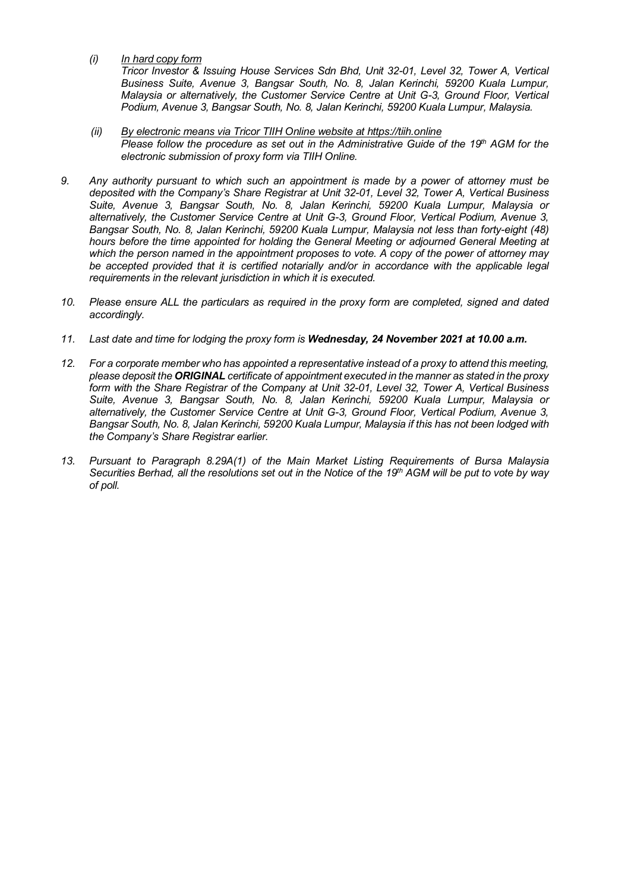*(i)* *<u>In hard copy form</u>*
*Tricor Investor & Issuing House Services Sdn Bhd, Unit 32-01, Level 32, Tower A, Vertical Business Suite, Avenue 3, Bangsar South, No. 8, Jalan Kerinchi, 59200 Kuala Lumpur, Malaysia or alternatively, the Customer Service Centre at Unit G-3, Ground Floor, Vertical Podium, Avenue 3, Bangsar South, No. 8, Jalan Kerinchi, 59200 Kuala Lumpur, Malaysia.*

*(ii)* *<u>By electronic means via Tricor TIIH Online website at https://tiih.online</u>*
*Please follow the procedure as set out in the Administrative Guide of the 19th AGM for the electronic submission of proxy form via TIIH Online.*

9. *Any authority pursuant to which such an appointment is made by a power of attorney must be deposited with the Company's Share Registrar at Unit 32-01, Level 32, Tower A, Vertical Business Suite, Avenue 3, Bangsar South, No. 8, Jalan Kerinchi, 59200 Kuala Lumpur, Malaysia or alternatively, the Customer Service Centre at Unit G-3, Ground Floor, Vertical Podium, Avenue 3, Bangsar South, No. 8, Jalan Kerinchi, 59200 Kuala Lumpur, Malaysia not less than forty-eight (48) hours before the time appointed for holding the General Meeting or adjourned General Meeting at which the person named in the appointment proposes to vote. A copy of the power of attorney may be accepted provided that it is certified notarially and/or in accordance with the applicable legal requirements in the relevant jurisdiction in which it is executed.*

10. *Please ensure ALL the particulars as required in the proxy form are completed, signed and dated accordingly.*

11. *Last date and time for lodging the proxy form is **Wednesday, 24 November 2021 at 10.00 a.m.***

12. *For a corporate member who has appointed a representative instead of a proxy to attend this meeting, please deposit the **ORIGINAL** certificate of appointment executed in the manner as stated in the proxy form with the Share Registrar of the Company at Unit 32-01, Level 32, Tower A, Vertical Business Suite, Avenue 3, Bangsar South, No. 8, Jalan Kerinchi, 59200 Kuala Lumpur, Malaysia or alternatively, the Customer Service Centre at Unit G-3, Ground Floor, Vertical Podium, Avenue 3, Bangsar South, No. 8, Jalan Kerinchi, 59200 Kuala Lumpur, Malaysia if this has not been lodged with the Company's Share Registrar earlier.*

13. *Pursuant to Paragraph 8.29A(1) of the Main Market Listing Requirements of Bursa Malaysia Securities Berhad, all the resolutions set out in the Notice of the 19th AGM will be put to vote by way of poll.*